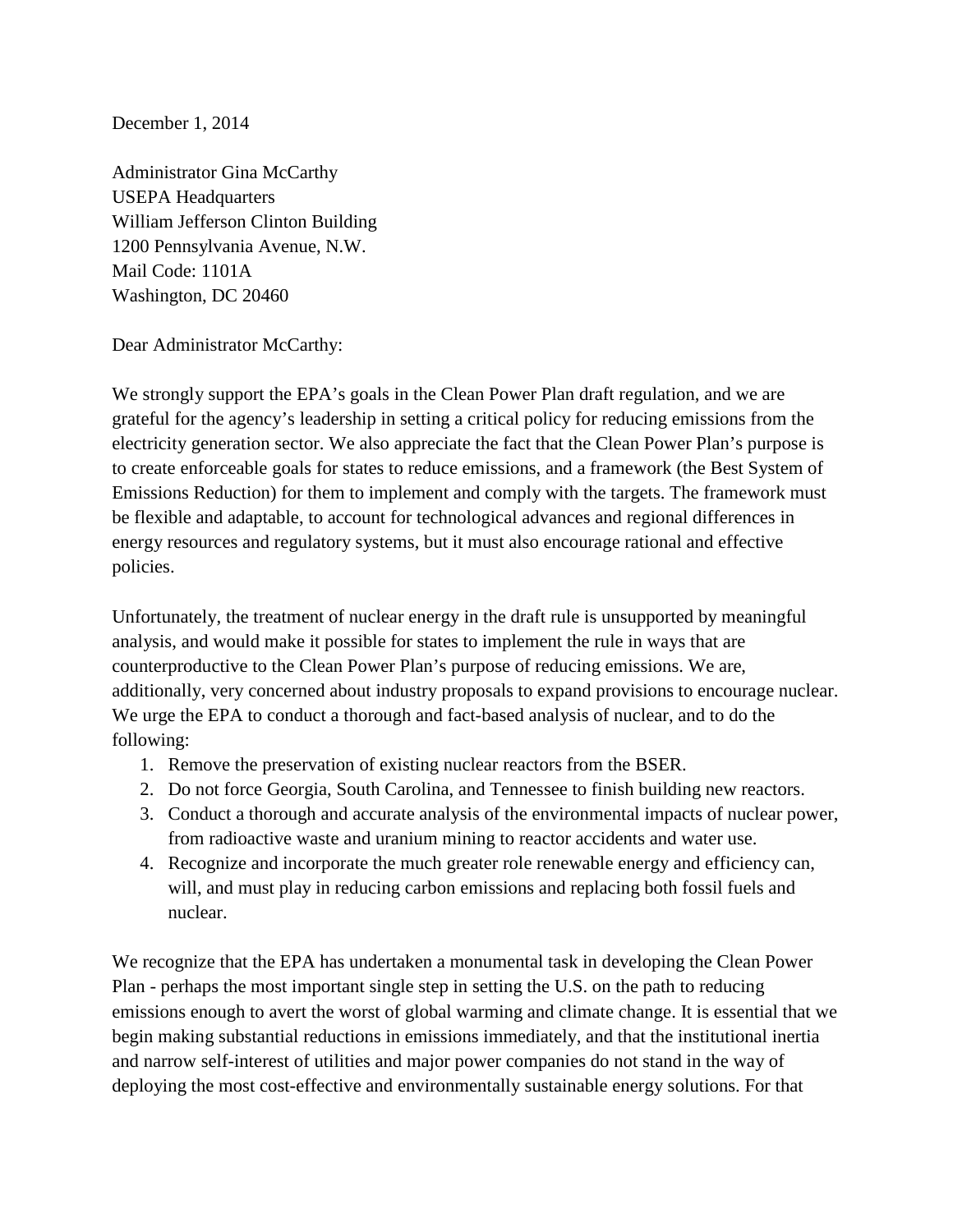December 1, 2014

Administrator Gina McCarthy
USEPA Headquarters
William Jefferson Clinton Building
1200 Pennsylvania Avenue, N.W.
Mail Code: 1101A
Washington, DC 20460

Dear Administrator McCarthy:

We strongly support the EPA's goals in the Clean Power Plan draft regulation, and we are grateful for the agency's leadership in setting a critical policy for reducing emissions from the electricity generation sector. We also appreciate the fact that the Clean Power Plan's purpose is to create enforceable goals for states to reduce emissions, and a framework (the Best System of Emissions Reduction) for them to implement and comply with the targets. The framework must be flexible and adaptable, to account for technological advances and regional differences in energy resources and regulatory systems, but it must also encourage rational and effective policies.

Unfortunately, the treatment of nuclear energy in the draft rule is unsupported by meaningful analysis, and would make it possible for states to implement the rule in ways that are counterproductive to the Clean Power Plan's purpose of reducing emissions. We are, additionally, very concerned about industry proposals to expand provisions to encourage nuclear. We urge the EPA to conduct a thorough and fact-based analysis of nuclear, and to do the following:

1. Remove the preservation of existing nuclear reactors from the BSER.
2. Do not force Georgia, South Carolina, and Tennessee to finish building new reactors.
3. Conduct a thorough and accurate analysis of the environmental impacts of nuclear power, from radioactive waste and uranium mining to reactor accidents and water use.
4. Recognize and incorporate the much greater role renewable energy and efficiency can, will, and must play in reducing carbon emissions and replacing both fossil fuels and nuclear.

We recognize that the EPA has undertaken a monumental task in developing the Clean Power Plan - perhaps the most important single step in setting the U.S. on the path to reducing emissions enough to avert the worst of global warming and climate change. It is essential that we begin making substantial reductions in emissions immediately, and that the institutional inertia and narrow self-interest of utilities and major power companies do not stand in the way of deploying the most cost-effective and environmentally sustainable energy solutions. For that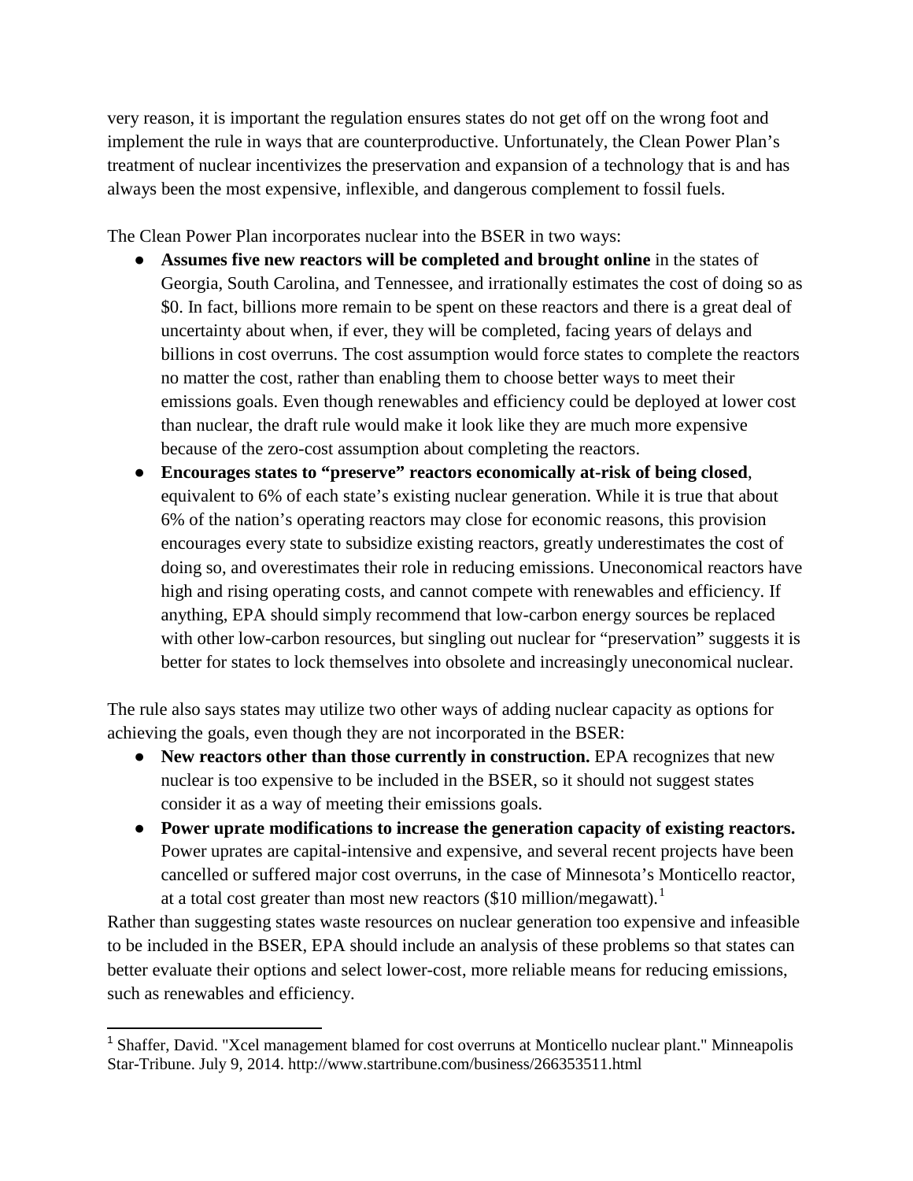very reason, it is important the regulation ensures states do not get off on the wrong foot and implement the rule in ways that are counterproductive. Unfortunately, the Clean Power Plan's treatment of nuclear incentivizes the preservation and expansion of a technology that is and has always been the most expensive, inflexible, and dangerous complement to fossil fuels.

The Clean Power Plan incorporates nuclear into the BSER in two ways:

- **Assumes five new reactors will be completed and brought online** in the states of Georgia, South Carolina, and Tennessee, and irrationally estimates the cost of doing so as $0. In fact, billions more remain to be spent on these reactors and there is a great deal of uncertainty about when, if ever, they will be completed, facing years of delays and billions in cost overruns. The cost assumption would force states to complete the reactors no matter the cost, rather than enabling them to choose better ways to meet their emissions goals. Even though renewables and efficiency could be deployed at lower cost than nuclear, the draft rule would make it look like they are much more expensive because of the zero-cost assumption about completing the reactors.
- **Encourages states to "preserve" reactors economically at-risk of being closed**, equivalent to 6% of each state's existing nuclear generation. While it is true that about 6% of the nation's operating reactors may close for economic reasons, this provision encourages every state to subsidize existing reactors, greatly underestimates the cost of doing so, and overestimates their role in reducing emissions. Uneconomical reactors have high and rising operating costs, and cannot compete with renewables and efficiency. If anything, EPA should simply recommend that low-carbon energy sources be replaced with other low-carbon resources, but singling out nuclear for "preservation" suggests it is better for states to lock themselves into obsolete and increasingly uneconomical nuclear.

The rule also says states may utilize two other ways of adding nuclear capacity as options for achieving the goals, even though they are not incorporated in the BSER:

- **New reactors other than those currently in construction.** EPA recognizes that new nuclear is too expensive to be included in the BSER, so it should not suggest states consider it as a way of meeting their emissions goals.
- **Power uprate modifications to increase the generation capacity of existing reactors.** Power uprates are capital-intensive and expensive, and several recent projects have been cancelled or suffered major cost overruns, in the case of Minnesota's Monticello reactor, at a total cost greater than most new reactors ($10 million/megawatt).[1]

Rather than suggesting states waste resources on nuclear generation too expensive and infeasible to be included in the BSER, EPA should include an analysis of these problems so that states can better evaluate their options and select lower-cost, more reliable means for reducing emissions, such as renewables and efficiency.

---

[1] Shaffer, David. "Xcel management blamed for cost overruns at Monticello nuclear plant." Minneapolis Star-Tribune. July 9, 2014. http://www.startribune.com/business/266353511.html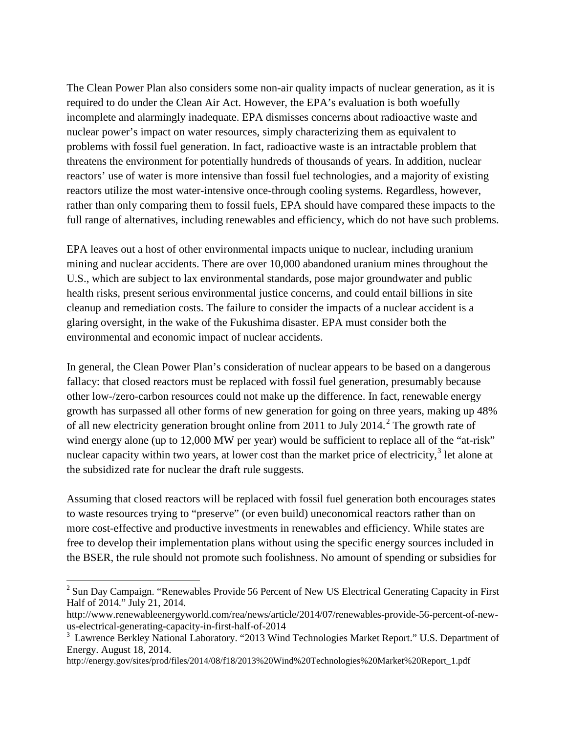The Clean Power Plan also considers some non-air quality impacts of nuclear generation, as it is required to do under the Clean Air Act. However, the EPA's evaluation is both woefully incomplete and alarmingly inadequate. EPA dismisses concerns about radioactive waste and nuclear power's impact on water resources, simply characterizing them as equivalent to problems with fossil fuel generation. In fact, radioactive waste is an intractable problem that threatens the environment for potentially hundreds of thousands of years. In addition, nuclear reactors' use of water is more intensive than fossil fuel technologies, and a majority of existing reactors utilize the most water-intensive once-through cooling systems. Regardless, however, rather than only comparing them to fossil fuels, EPA should have compared these impacts to the full range of alternatives, including renewables and efficiency, which do not have such problems.

EPA leaves out a host of other environmental impacts unique to nuclear, including uranium mining and nuclear accidents. There are over 10,000 abandoned uranium mines throughout the U.S., which are subject to lax environmental standards, pose major groundwater and public health risks, present serious environmental justice concerns, and could entail billions in site cleanup and remediation costs. The failure to consider the impacts of a nuclear accident is a glaring oversight, in the wake of the Fukushima disaster. EPA must consider both the environmental and economic impact of nuclear accidents.

In general, the Clean Power Plan's consideration of nuclear appears to be based on a dangerous fallacy: that closed reactors must be replaced with fossil fuel generation, presumably because other low-/zero-carbon resources could not make up the difference. In fact, renewable energy growth has surpassed all other forms of new generation for going on three years, making up 48% of all new electricity generation brought online from 2011 to July 2014.[2] The growth rate of wind energy alone (up to 12,000 MW per year) would be sufficient to replace all of the "at-risk" nuclear capacity within two years, at lower cost than the market price of electricity,[3] let alone at the subsidized rate for nuclear the draft rule suggests.

Assuming that closed reactors will be replaced with fossil fuel generation both encourages states to waste resources trying to "preserve" (or even build) uneconomical reactors rather than on more cost-effective and productive investments in renewables and efficiency. While states are free to develop their implementation plans without using the specific energy sources included in the BSER, the rule should not promote such foolishness. No amount of spending or subsidies for

---

[2] Sun Day Campaign. "Renewables Provide 56 Percent of New US Electrical Generating Capacity in First Half of 2014." July 21, 2014. http://www.renewableenergyworld.com/rea/news/article/2014/07/renewables-provide-56-percent-of-new-us-electrical-generating-capacity-in-first-half-of-2014

[3] Lawrence Berkley National Laboratory. "2013 Wind Technologies Market Report." U.S. Department of Energy. August 18, 2014. http://energy.gov/sites/prod/files/2014/08/f18/2013%20Wind%20Technologies%20Market%20Report_1.pdf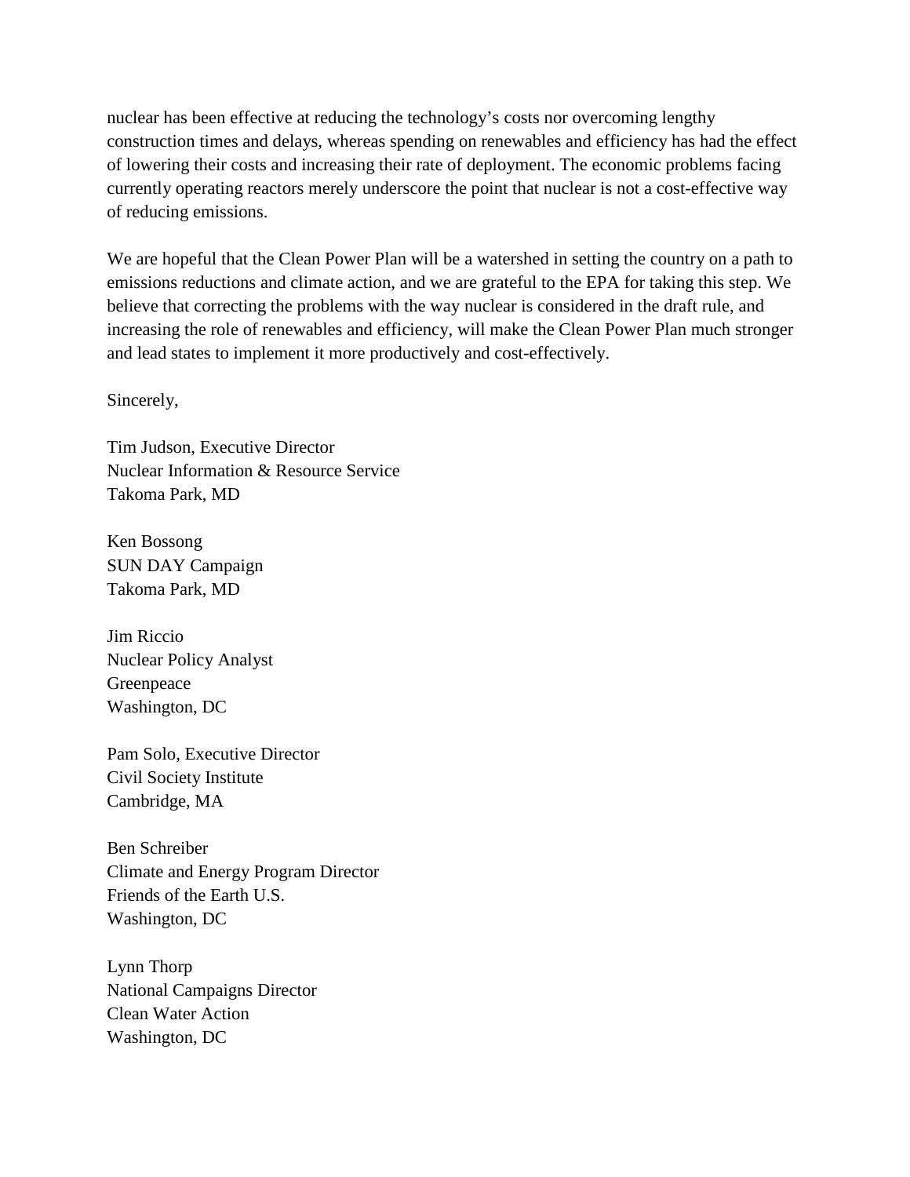nuclear has been effective at reducing the technology's costs nor overcoming lengthy construction times and delays, whereas spending on renewables and efficiency has had the effect of lowering their costs and increasing their rate of deployment. The economic problems facing currently operating reactors merely underscore the point that nuclear is not a cost-effective way of reducing emissions.

We are hopeful that the Clean Power Plan will be a watershed in setting the country on a path to emissions reductions and climate action, and we are grateful to the EPA for taking this step. We believe that correcting the problems with the way nuclear is considered in the draft rule, and increasing the role of renewables and efficiency, will make the Clean Power Plan much stronger and lead states to implement it more productively and cost-effectively.

Sincerely,

Tim Judson, Executive Director
Nuclear Information & Resource Service
Takoma Park, MD

Ken Bossong
SUN DAY Campaign
Takoma Park, MD

Jim Riccio
Nuclear Policy Analyst
Greenpeace
Washington, DC

Pam Solo, Executive Director
Civil Society Institute
Cambridge, MA

Ben Schreiber
Climate and Energy Program Director
Friends of the Earth U.S.
Washington, DC

Lynn Thorp
National Campaigns Director
Clean Water Action
Washington, DC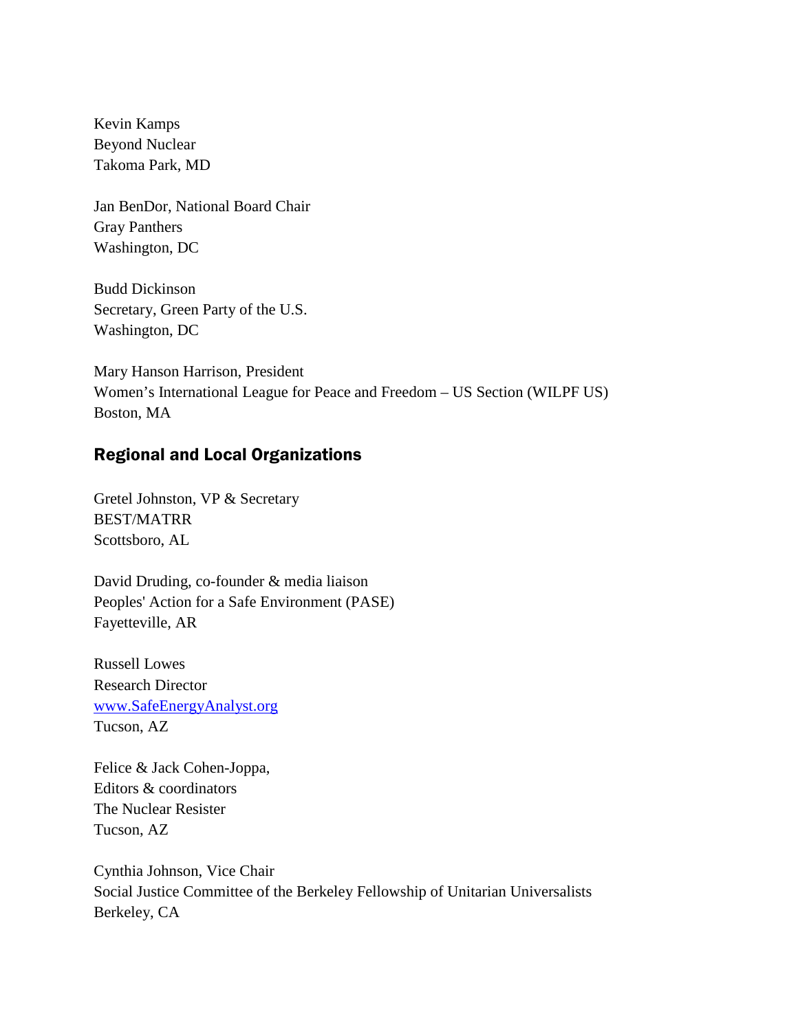Kevin Kamps
Beyond Nuclear
Takoma Park, MD

Jan BenDor, National Board Chair
Gray Panthers
Washington, DC

Budd Dickinson
Secretary, Green Party of the U.S.
Washington, DC

Mary Hanson Harrison, President
Women's International League for Peace and Freedom – US Section (WILPF US)
Boston, MA

## Regional and Local Organizations

Gretel Johnston, VP & Secretary
BEST/MATRR
Scottsboro, AL

David Druding, co-founder & media liaison
Peoples' Action for a Safe Environment (PASE)
Fayetteville, AR

Russell Lowes
Research Director
[www.SafeEnergyAnalyst.org](http://www.SafeEnergyAnalyst.org)
Tucson, AZ

Felice & Jack Cohen-Joppa,
Editors & coordinators
The Nuclear Resister
Tucson, AZ

Cynthia Johnson, Vice Chair
Social Justice Committee of the Berkeley Fellowship of Unitarian Universalists
Berkeley, CA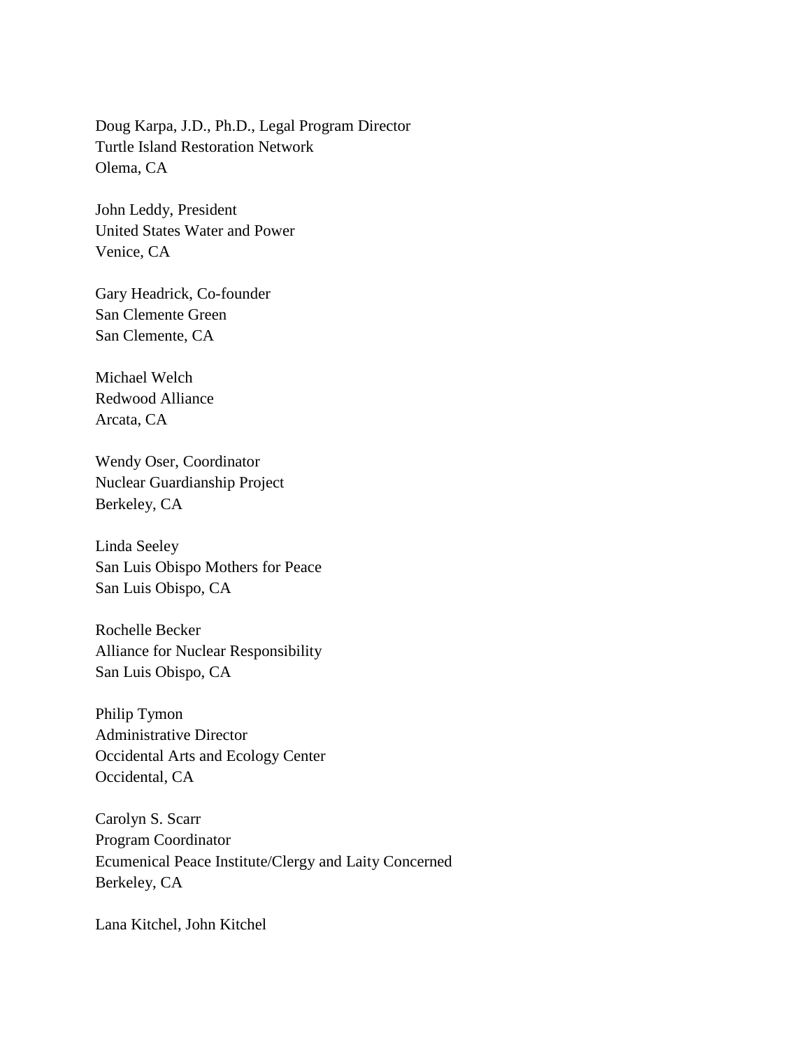Doug Karpa, J.D., Ph.D., Legal Program Director  
Turtle Island Restoration Network  
Olema, CA

John Leddy, President  
United States Water and Power  
Venice, CA

Gary Headrick, Co-founder  
San Clemente Green  
San Clemente, CA

Michael Welch  
Redwood Alliance  
Arcata, CA

Wendy Oser, Coordinator  
Nuclear Guardianship Project  
Berkeley, CA

Linda Seeley  
San Luis Obispo Mothers for Peace  
San Luis Obispo, CA

Rochelle Becker  
Alliance for Nuclear Responsibility  
San Luis Obispo, CA

Philip Tymon  
Administrative Director  
Occidental Arts and Ecology Center  
Occidental, CA

Carolyn S. Scarr  
Program Coordinator  
Ecumenical Peace Institute/Clergy and Laity Concerned  
Berkeley, CA

Lana Kitchel, John Kitchel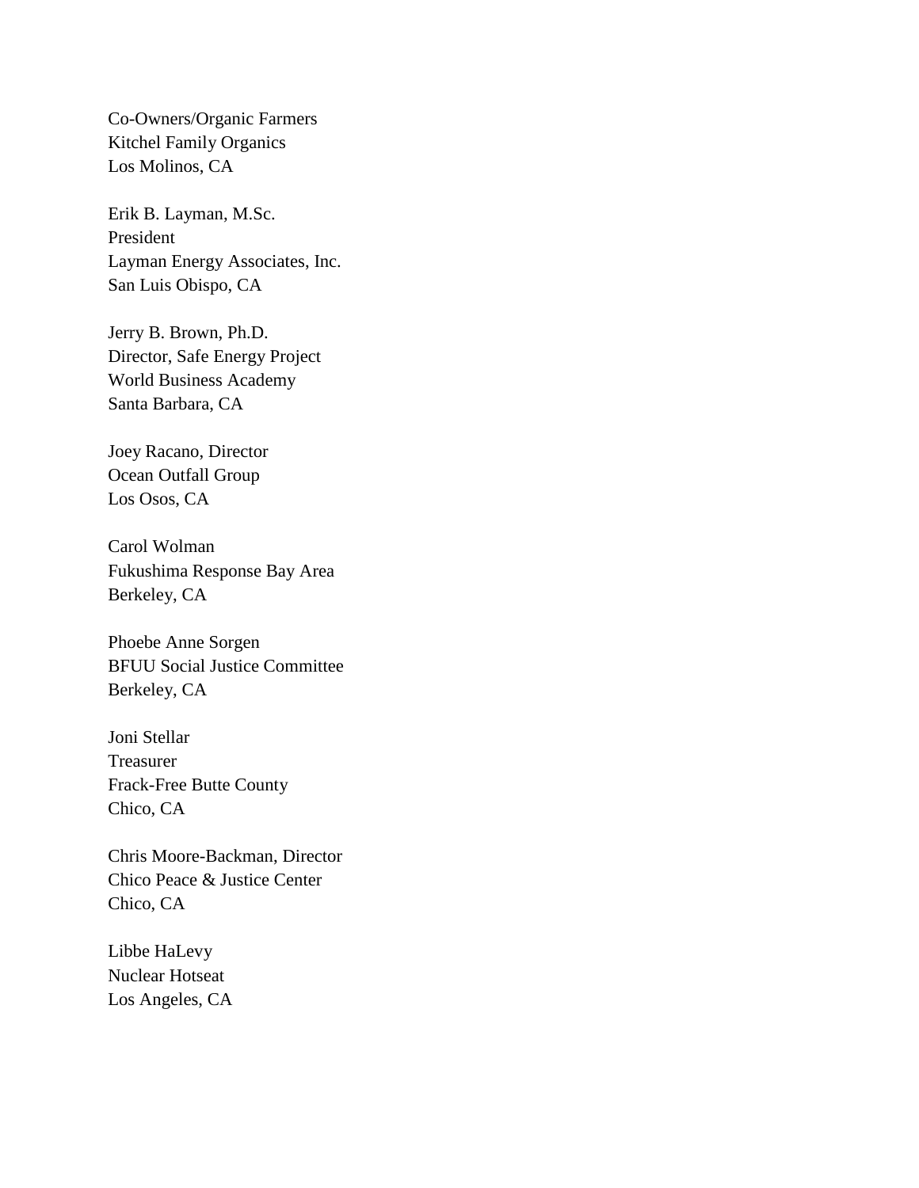Co-Owners/Organic Farmers
Kitchel Family Organics
Los Molinos, CA

Erik B. Layman, M.Sc.
President
Layman Energy Associates, Inc.
San Luis Obispo, CA

Jerry B. Brown, Ph.D.
Director, Safe Energy Project
World Business Academy
Santa Barbara, CA

Joey Racano, Director
Ocean Outfall Group
Los Osos, CA

Carol Wolman
Fukushima Response Bay Area
Berkeley, CA

Phoebe Anne Sorgen
BFUU Social Justice Committee
Berkeley, CA

Joni Stellar
Treasurer
Frack-Free Butte County
Chico, CA

Chris Moore-Backman, Director
Chico Peace & Justice Center
Chico, CA

Libbe HaLevy
Nuclear Hotseat
Los Angeles, CA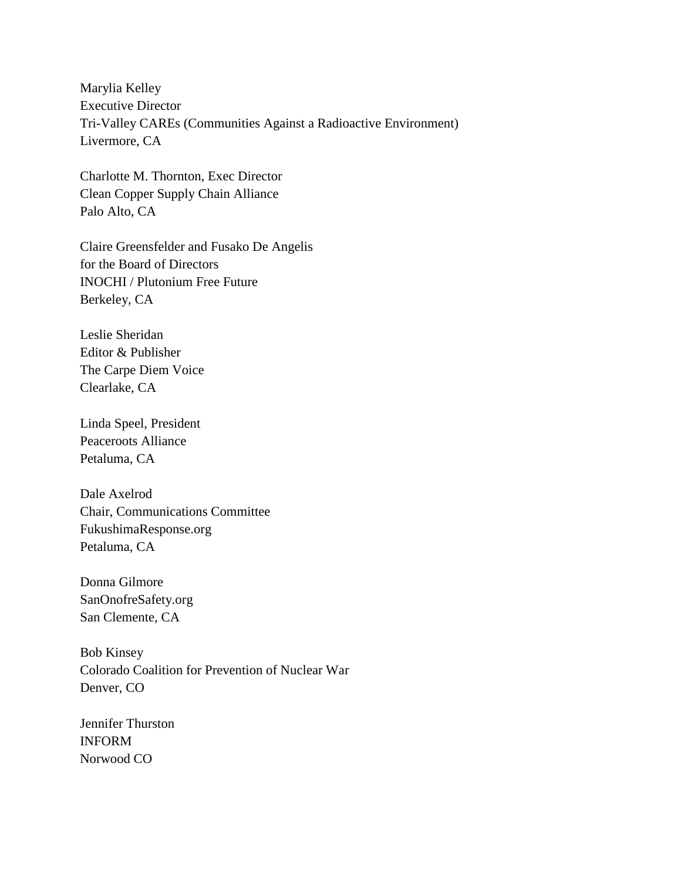Marylia Kelley
Executive Director
Tri-Valley CAREs (Communities Against a Radioactive Environment)
Livermore, CA

Charlotte M. Thornton, Exec Director
Clean Copper Supply Chain Alliance
Palo Alto, CA

Claire Greensfelder and Fusako De Angelis
for the Board of Directors
INOCHI / Plutonium Free Future
Berkeley, CA

Leslie Sheridan
Editor & Publisher
The Carpe Diem Voice
Clearlake, CA

Linda Speel, President
Peaceroots Alliance
Petaluma, CA

Dale Axelrod
Chair, Communications Committee
FukushimaResponse.org
Petaluma, CA

Donna Gilmore
SanOnofreSafety.org
San Clemente, CA

Bob Kinsey
Colorado Coalition for Prevention of Nuclear War
Denver, CO

Jennifer Thurston
INFORM
Norwood CO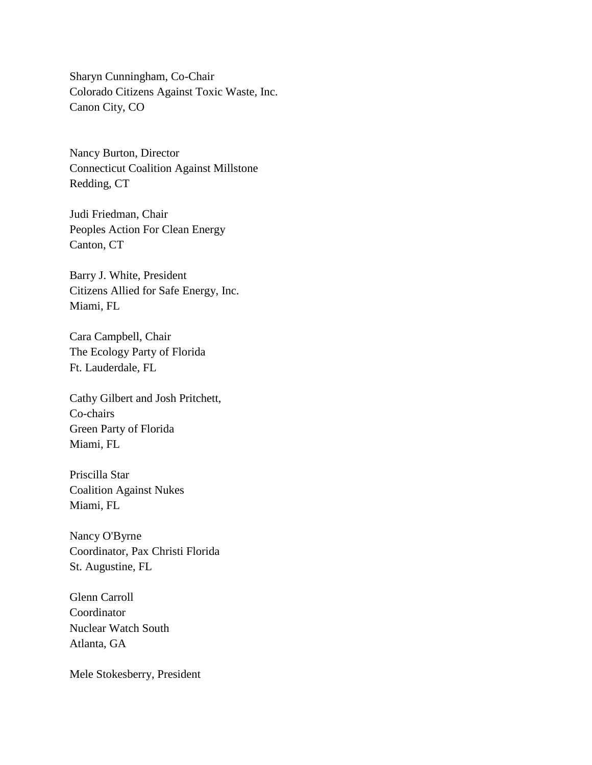Sharyn Cunningham, Co-Chair
Colorado Citizens Against Toxic Waste, Inc.
Canon City, CO

Nancy Burton, Director
Connecticut Coalition Against Millstone
Redding, CT

Judi Friedman, Chair
Peoples Action For Clean Energy
Canton, CT

Barry J. White, President
Citizens Allied for Safe Energy, Inc.
Miami, FL

Cara Campbell, Chair
The Ecology Party of Florida
Ft. Lauderdale, FL

Cathy Gilbert and Josh Pritchett,
Co-chairs
Green Party of Florida
Miami, FL

Priscilla Star
Coalition Against Nukes
Miami, FL

Nancy O'Byrne
Coordinator, Pax Christi Florida
St. Augustine, FL

Glenn Carroll
Coordinator
Nuclear Watch South
Atlanta, GA

Mele Stokesberry, President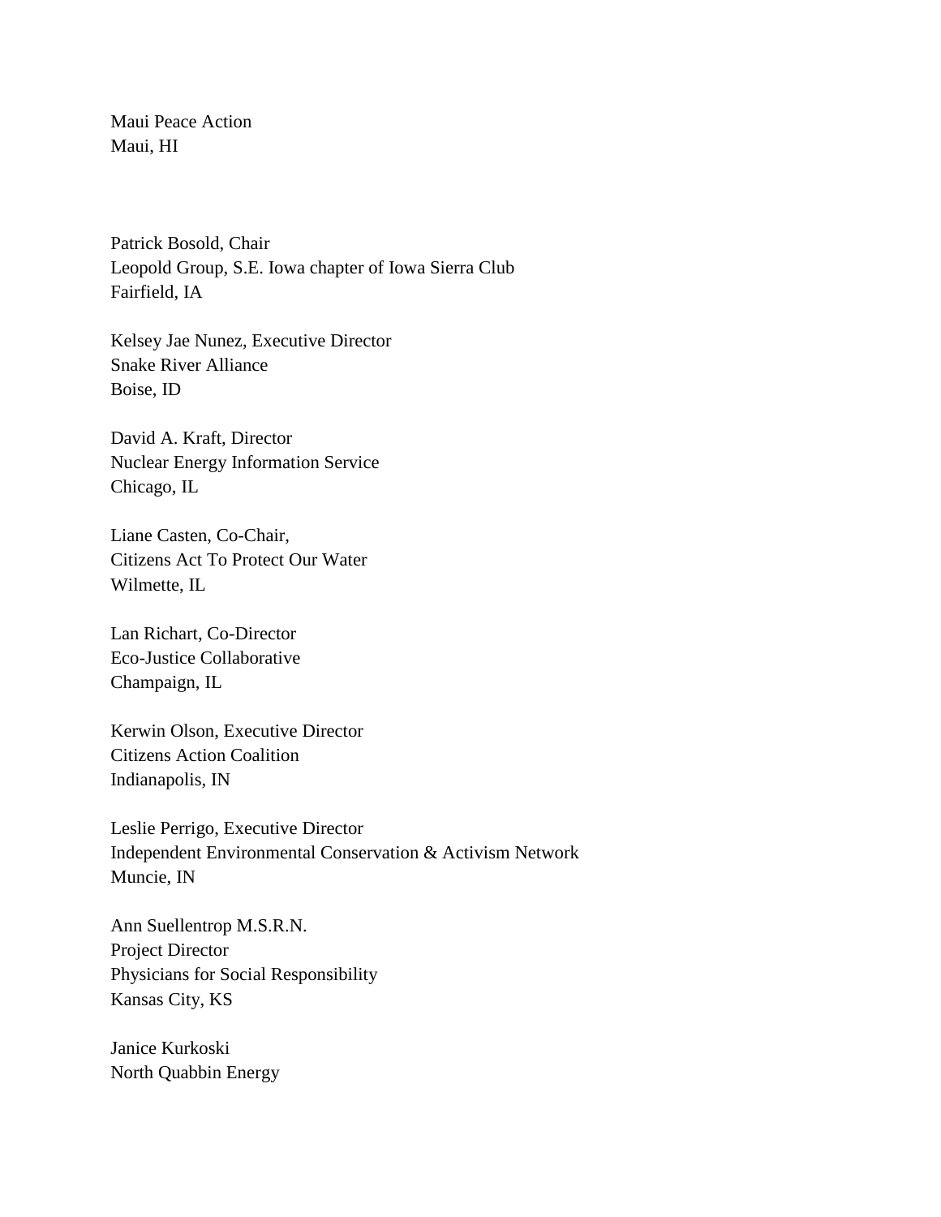Maui Peace Action
Maui, HI

Patrick Bosold, Chair
Leopold Group, S.E. Iowa chapter of Iowa Sierra Club
Fairfield, IA

Kelsey Jae Nunez, Executive Director
Snake River Alliance
Boise, ID

David A. Kraft, Director
Nuclear Energy Information Service
Chicago, IL

Liane Casten, Co-Chair,
Citizens Act To Protect Our Water
Wilmette, IL

Lan Richart, Co-Director
Eco-Justice Collaborative
Champaign, IL

Kerwin Olson, Executive Director
Citizens Action Coalition
Indianapolis, IN

Leslie Perrigo, Executive Director
Independent Environmental Conservation & Activism Network
Muncie, IN

Ann Suellentrop M.S.R.N.
Project Director
Physicians for Social Responsibility
Kansas City, KS

Janice Kurkoski
North Quabbin Energy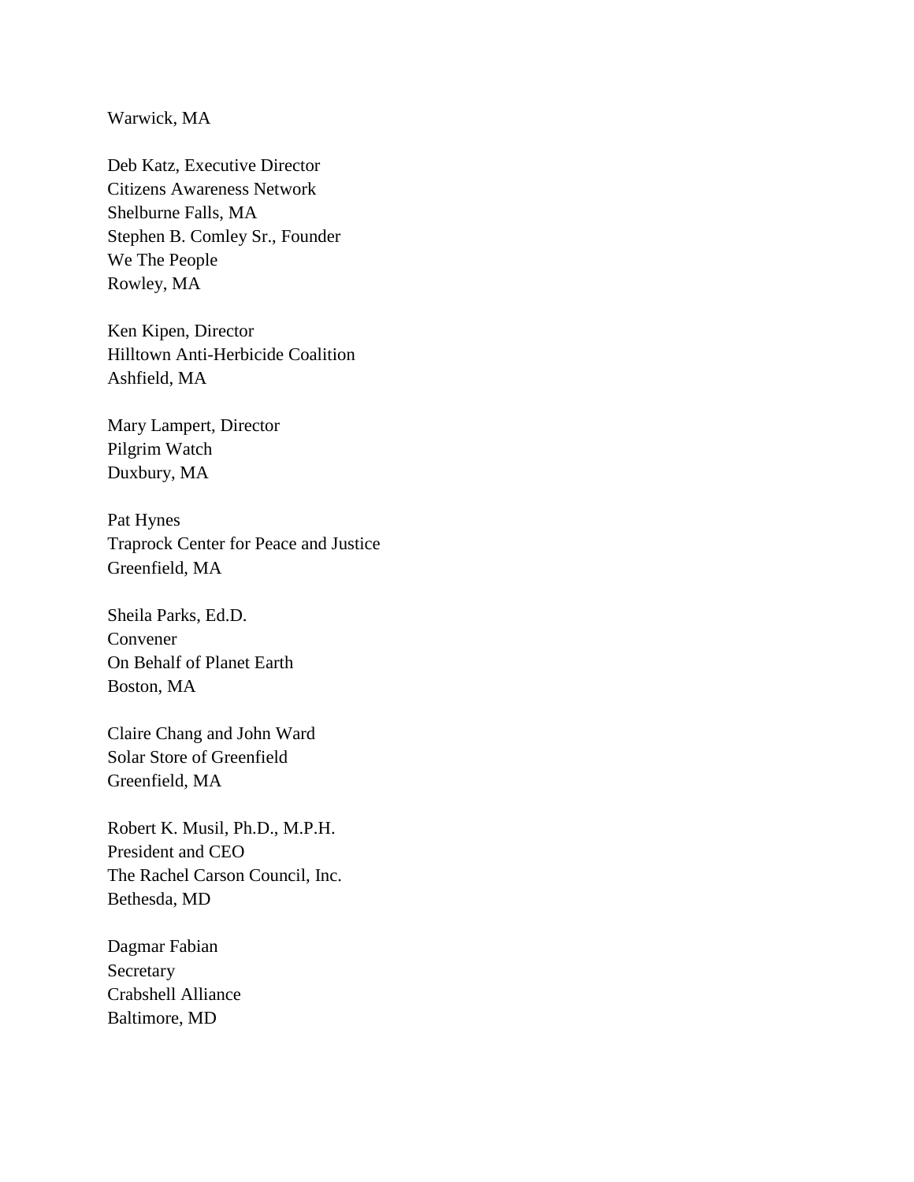Warwick, MA

Deb Katz, Executive Director
Citizens Awareness Network
Shelburne Falls, MA
Stephen B. Comley Sr., Founder
We The People
Rowley, MA

Ken Kipen, Director
Hilltown Anti-Herbicide Coalition
Ashfield, MA

Mary Lampert, Director
Pilgrim Watch
Duxbury, MA

Pat Hynes
Traprock Center for Peace and Justice
Greenfield, MA

Sheila Parks, Ed.D.
Convener
On Behalf of Planet Earth
Boston, MA

Claire Chang and John Ward
Solar Store of Greenfield
Greenfield, MA

Robert K. Musil, Ph.D., M.P.H.
President and CEO
The Rachel Carson Council, Inc.
Bethesda, MD

Dagmar Fabian
Secretary
Crabshell Alliance
Baltimore, MD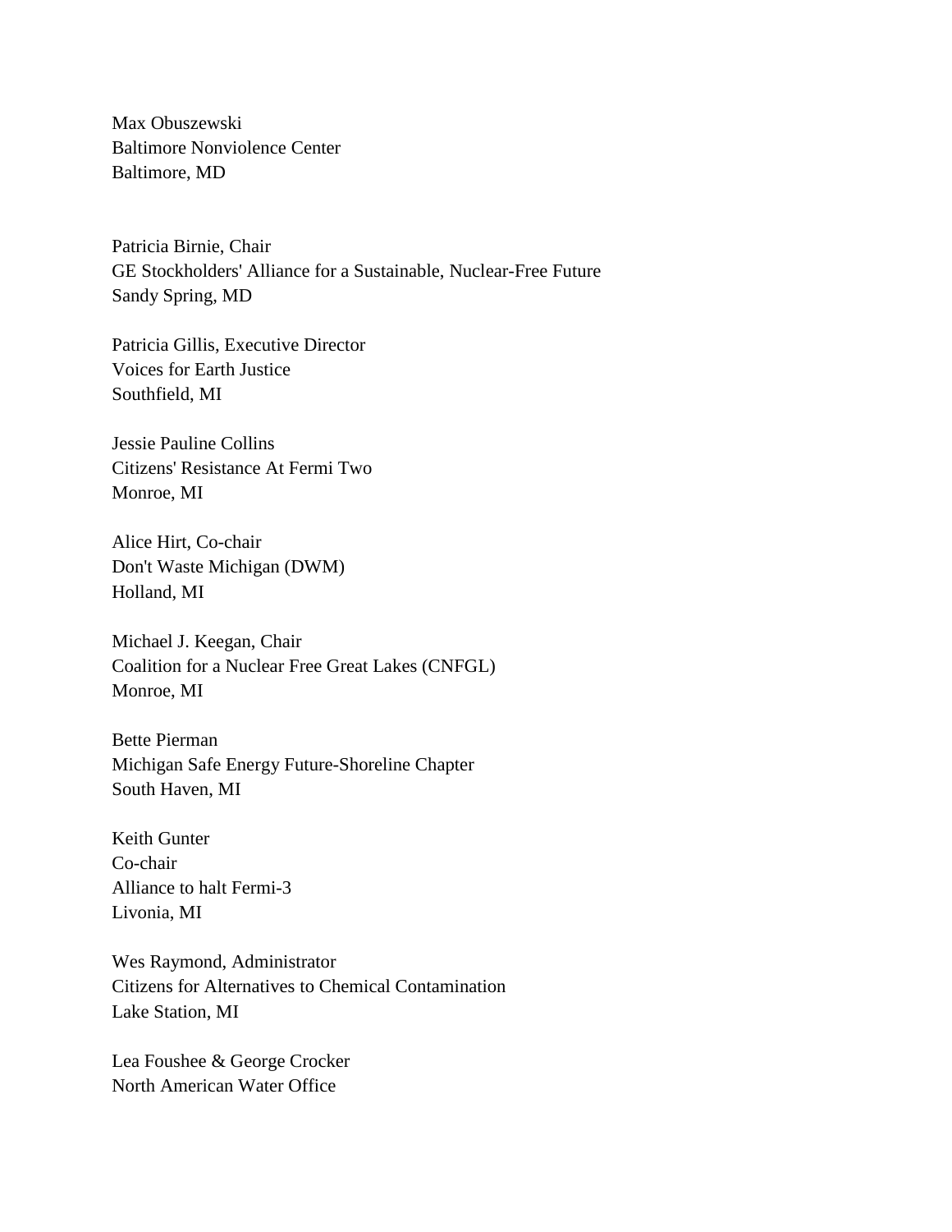Max Obuszewski
Baltimore Nonviolence Center
Baltimore, MD

Patricia Birnie, Chair
GE Stockholders' Alliance for a Sustainable, Nuclear-Free Future
Sandy Spring, MD

Patricia Gillis, Executive Director
Voices for Earth Justice
Southfield, MI

Jessie Pauline Collins
Citizens' Resistance At Fermi Two
Monroe, MI

Alice Hirt, Co-chair
Don't Waste Michigan (DWM)
Holland, MI

Michael J. Keegan, Chair
Coalition for a Nuclear Free Great Lakes (CNFGL)
Monroe, MI

Bette Pierman
Michigan Safe Energy Future-Shoreline Chapter
South Haven, MI

Keith Gunter
Co-chair
Alliance to halt Fermi-3
Livonia, MI

Wes Raymond, Administrator
Citizens for Alternatives to Chemical Contamination
Lake Station, MI

Lea Foushee & George Crocker
North American Water Office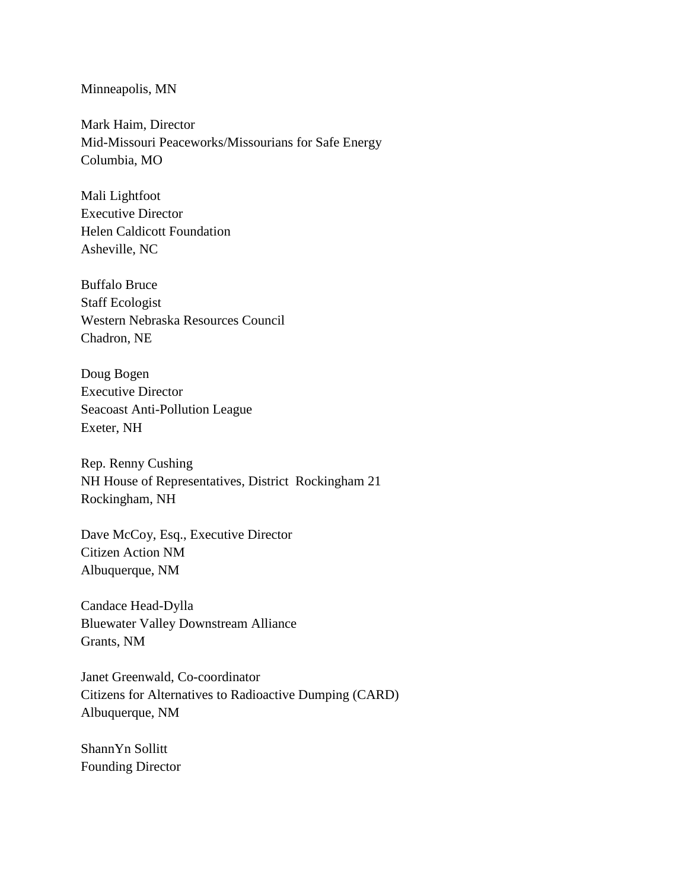Minneapolis, MN

Mark Haim, Director
Mid-Missouri Peaceworks/Missourians for Safe Energy
Columbia, MO

Mali Lightfoot
Executive Director
Helen Caldicott Foundation
Asheville, NC

Buffalo Bruce
Staff Ecologist
Western Nebraska Resources Council
Chadron, NE

Doug Bogen
Executive Director
Seacoast Anti-Pollution League
Exeter, NH

Rep. Renny Cushing
NH House of Representatives, District Rockingham 21
Rockingham, NH

Dave McCoy, Esq., Executive Director
Citizen Action NM
Albuquerque, NM

Candace Head-Dylla
Bluewater Valley Downstream Alliance
Grants, NM

Janet Greenwald, Co-coordinator
Citizens for Alternatives to Radioactive Dumping (CARD)
Albuquerque, NM

ShannYn Sollitt
Founding Director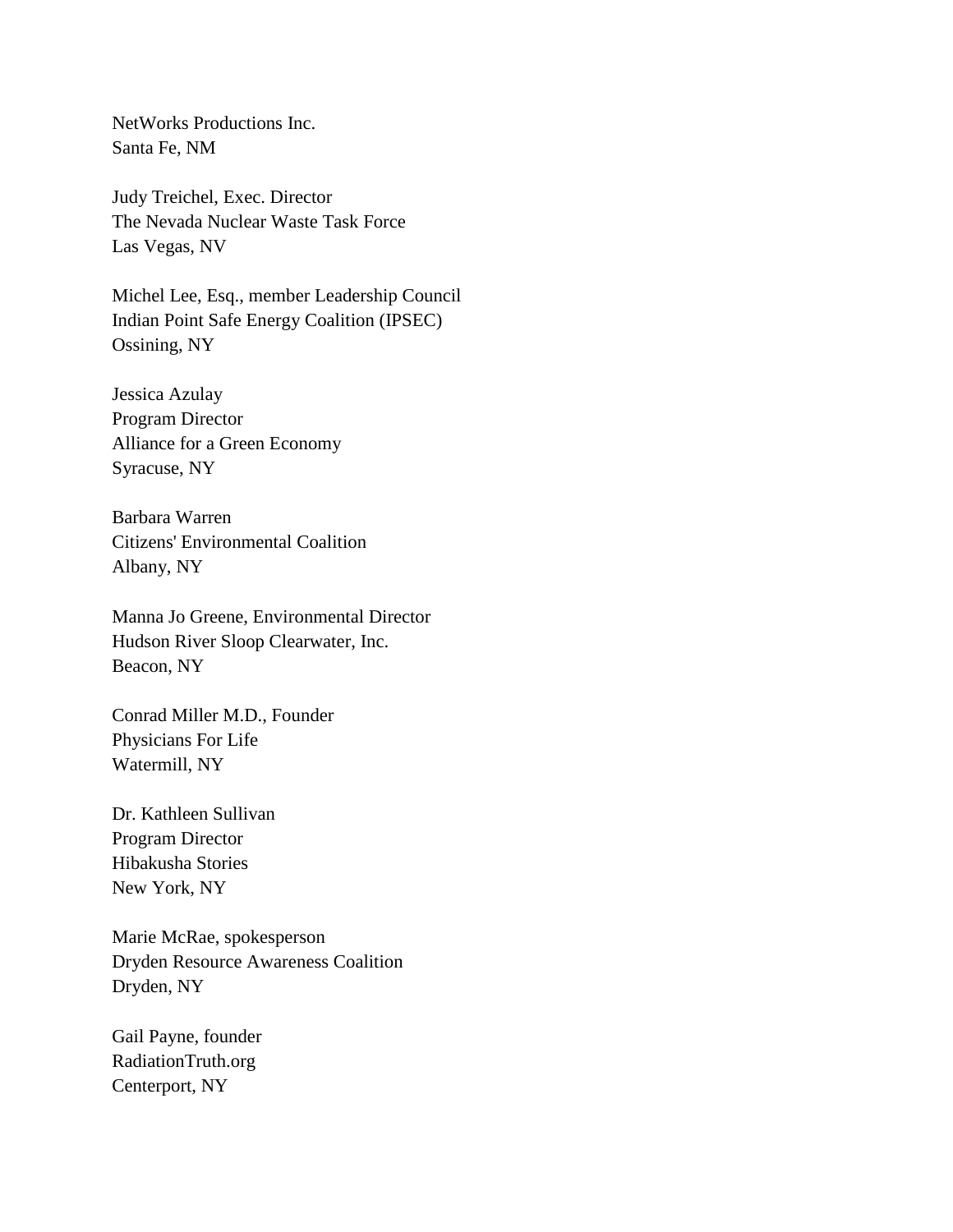NetWorks Productions Inc.
Santa Fe, NM

Judy Treichel, Exec. Director
The Nevada Nuclear Waste Task Force
Las Vegas, NV

Michel Lee, Esq., member Leadership Council
Indian Point Safe Energy Coalition (IPSEC)
Ossining, NY

Jessica Azulay
Program Director
Alliance for a Green Economy
Syracuse, NY

Barbara Warren
Citizens' Environmental Coalition
Albany, NY

Manna Jo Greene, Environmental Director
Hudson River Sloop Clearwater, Inc.
Beacon, NY

Conrad Miller M.D., Founder
Physicians For Life
Watermill, NY

Dr. Kathleen Sullivan
Program Director
Hibakusha Stories
New York, NY

Marie McRae, spokesperson
Dryden Resource Awareness Coalition
Dryden, NY

Gail Payne, founder
RadiationTruth.org
Centerport, NY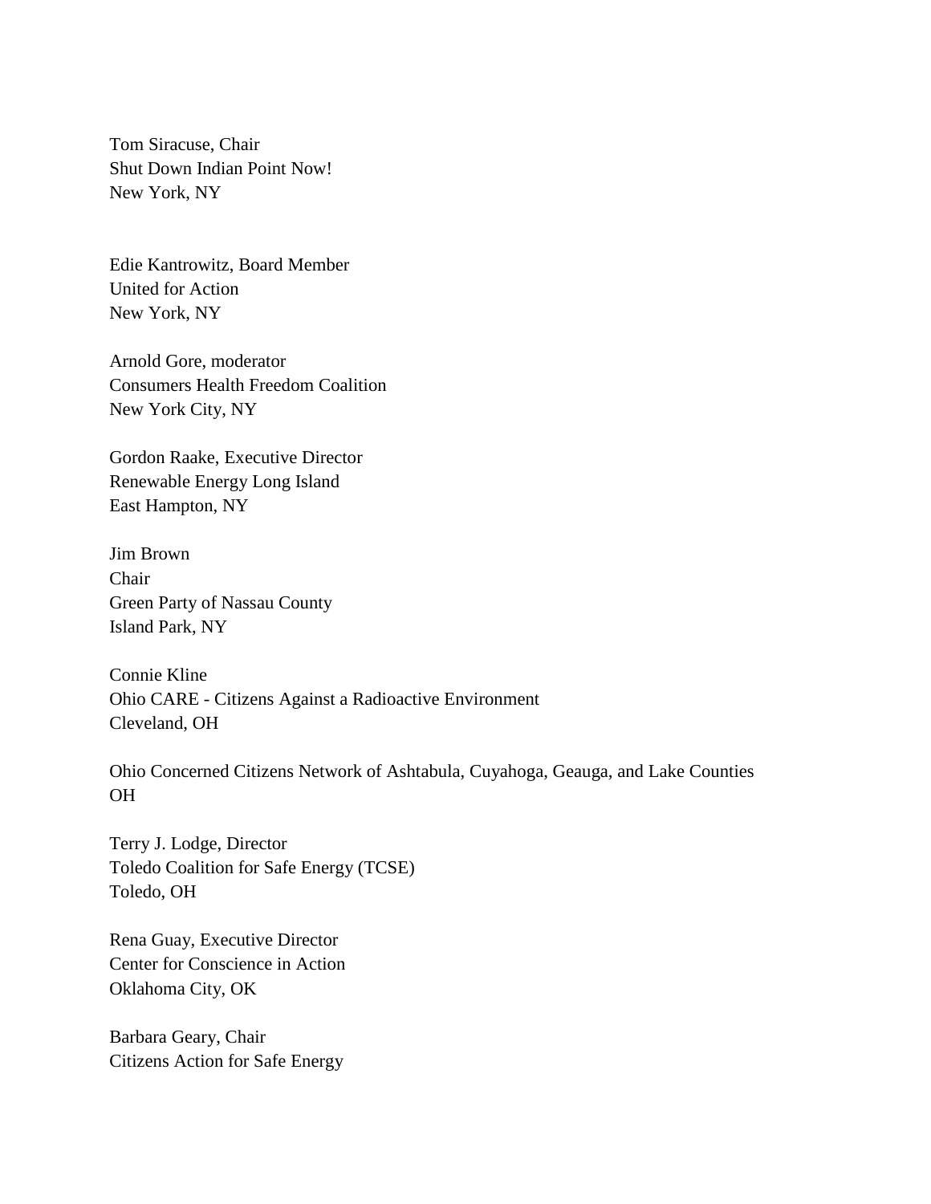Tom Siracuse, Chair
Shut Down Indian Point Now!
New York, NY

Edie Kantrowitz, Board Member
United for Action
New York, NY

Arnold Gore, moderator
Consumers Health Freedom Coalition
New York City, NY

Gordon Raake, Executive Director
Renewable Energy Long Island
East Hampton, NY

Jim Brown
Chair
Green Party of Nassau County
Island Park, NY

Connie Kline
Ohio CARE - Citizens Against a Radioactive Environment
Cleveland, OH

Ohio Concerned Citizens Network of Ashtabula, Cuyahoga, Geauga, and Lake Counties
OH

Terry J. Lodge, Director
Toledo Coalition for Safe Energy (TCSE)
Toledo, OH

Rena Guay, Executive Director
Center for Conscience in Action
Oklahoma City, OK

Barbara Geary, Chair
Citizens Action for Safe Energy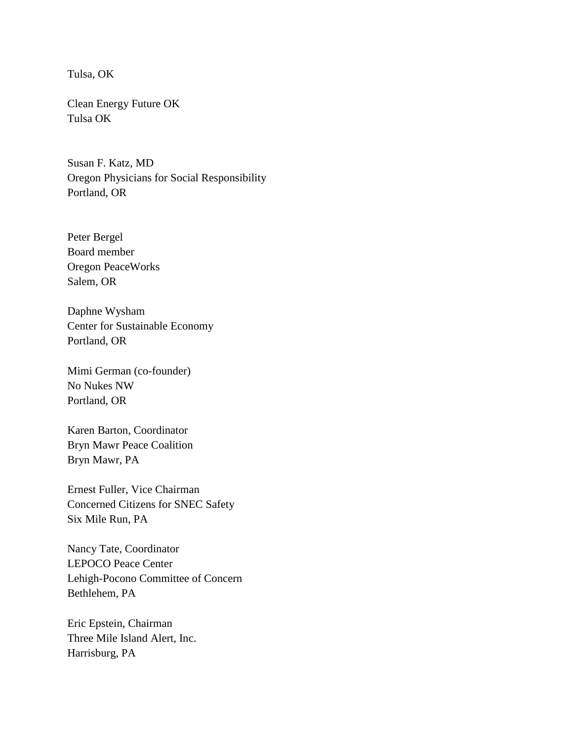Tulsa, OK

Clean Energy Future OK
Tulsa OK

Susan F. Katz, MD
Oregon Physicians for Social Responsibility
Portland, OR

Peter Bergel
Board member
Oregon PeaceWorks
Salem, OR

Daphne Wysham
Center for Sustainable Economy
Portland, OR

Mimi German (co-founder)
No Nukes NW
Portland, OR

Karen Barton, Coordinator
Bryn Mawr Peace Coalition
Bryn Mawr, PA

Ernest Fuller, Vice Chairman
Concerned Citizens for SNEC Safety
Six Mile Run, PA

Nancy Tate, Coordinator
LEPOCO Peace Center
Lehigh-Pocono Committee of Concern
Bethlehem, PA

Eric Epstein, Chairman
Three Mile Island Alert, Inc.
Harrisburg, PA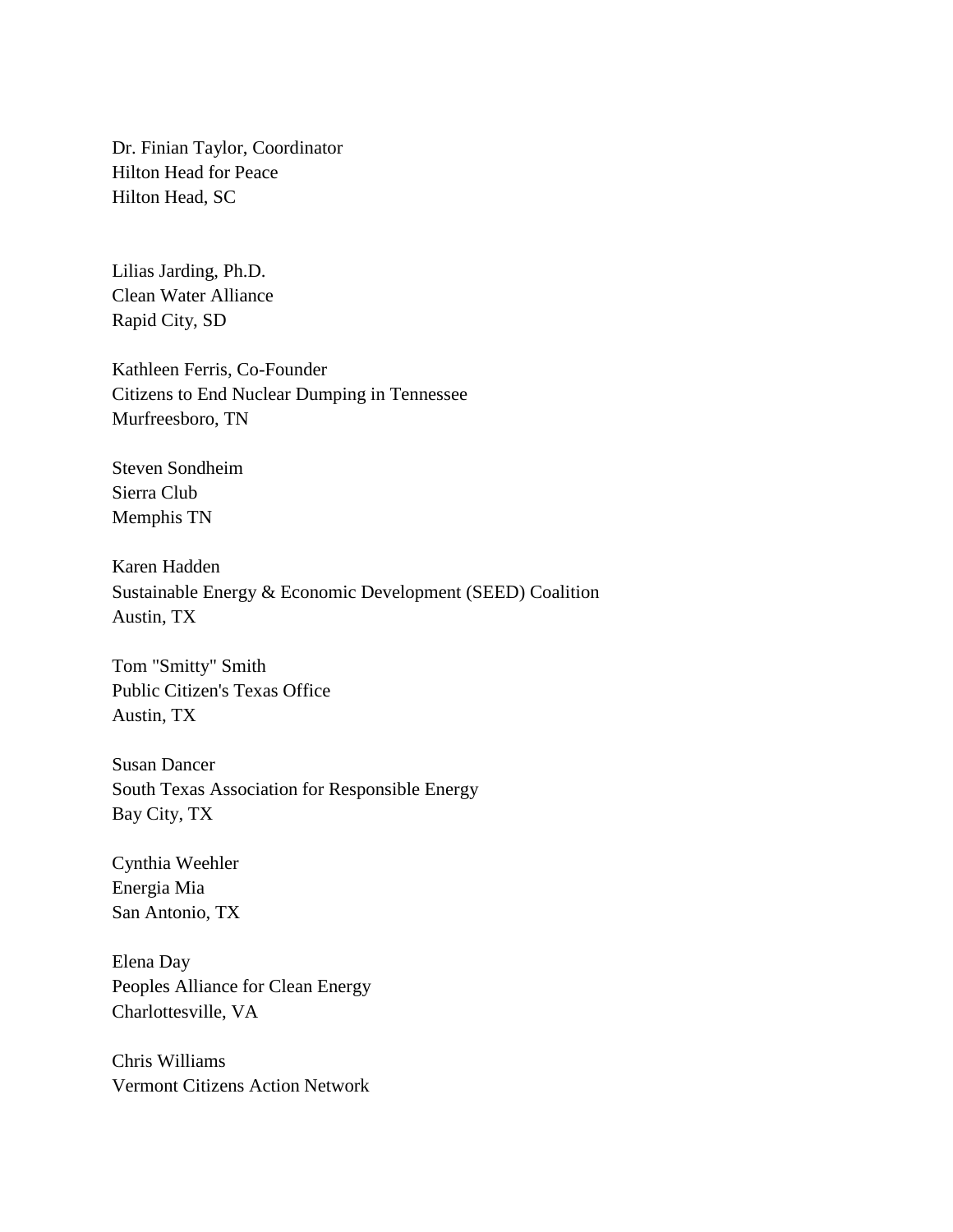Dr. Finian Taylor, Coordinator  
Hilton Head for Peace  
Hilton Head, SC

Lilias Jarding, Ph.D.  
Clean Water Alliance  
Rapid City, SD

Kathleen Ferris, Co-Founder  
Citizens to End Nuclear Dumping in Tennessee  
Murfreesboro, TN

Steven Sondheim  
Sierra Club  
Memphis TN

Karen Hadden  
Sustainable Energy & Economic Development (SEED) Coalition  
Austin, TX

Tom "Smitty" Smith  
Public Citizen's Texas Office  
Austin, TX

Susan Dancer  
South Texas Association for Responsible Energy  
Bay City, TX

Cynthia Weehler  
Energia Mia  
San Antonio, TX

Elena Day  
Peoples Alliance for Clean Energy  
Charlottesville, VA

Chris Williams  
Vermont Citizens Action Network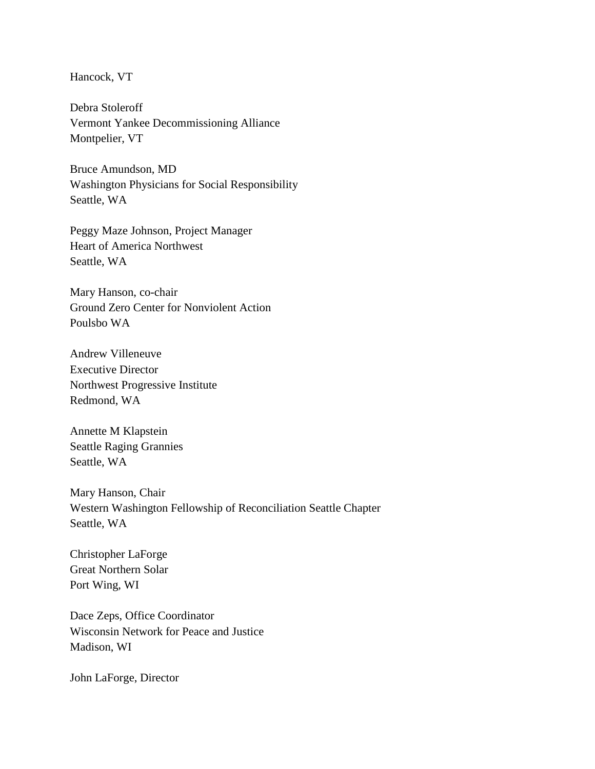Hancock, VT

Debra Stoleroff  
Vermont Yankee Decommissioning Alliance  
Montpelier, VT

Bruce Amundson, MD  
Washington Physicians for Social Responsibility  
Seattle, WA

Peggy Maze Johnson, Project Manager  
Heart of America Northwest  
Seattle, WA

Mary Hanson, co-chair  
Ground Zero Center for Nonviolent Action  
Poulsbo WA

Andrew Villeneuve  
Executive Director  
Northwest Progressive Institute  
Redmond, WA

Annette M Klapstein  
Seattle Raging Grannies  
Seattle, WA

Mary Hanson, Chair  
Western Washington Fellowship of Reconciliation Seattle Chapter  
Seattle, WA

Christopher LaForge  
Great Northern Solar  
Port Wing, WI

Dace Zeps, Office Coordinator  
Wisconsin Network for Peace and Justice  
Madison, WI

John LaForge, Director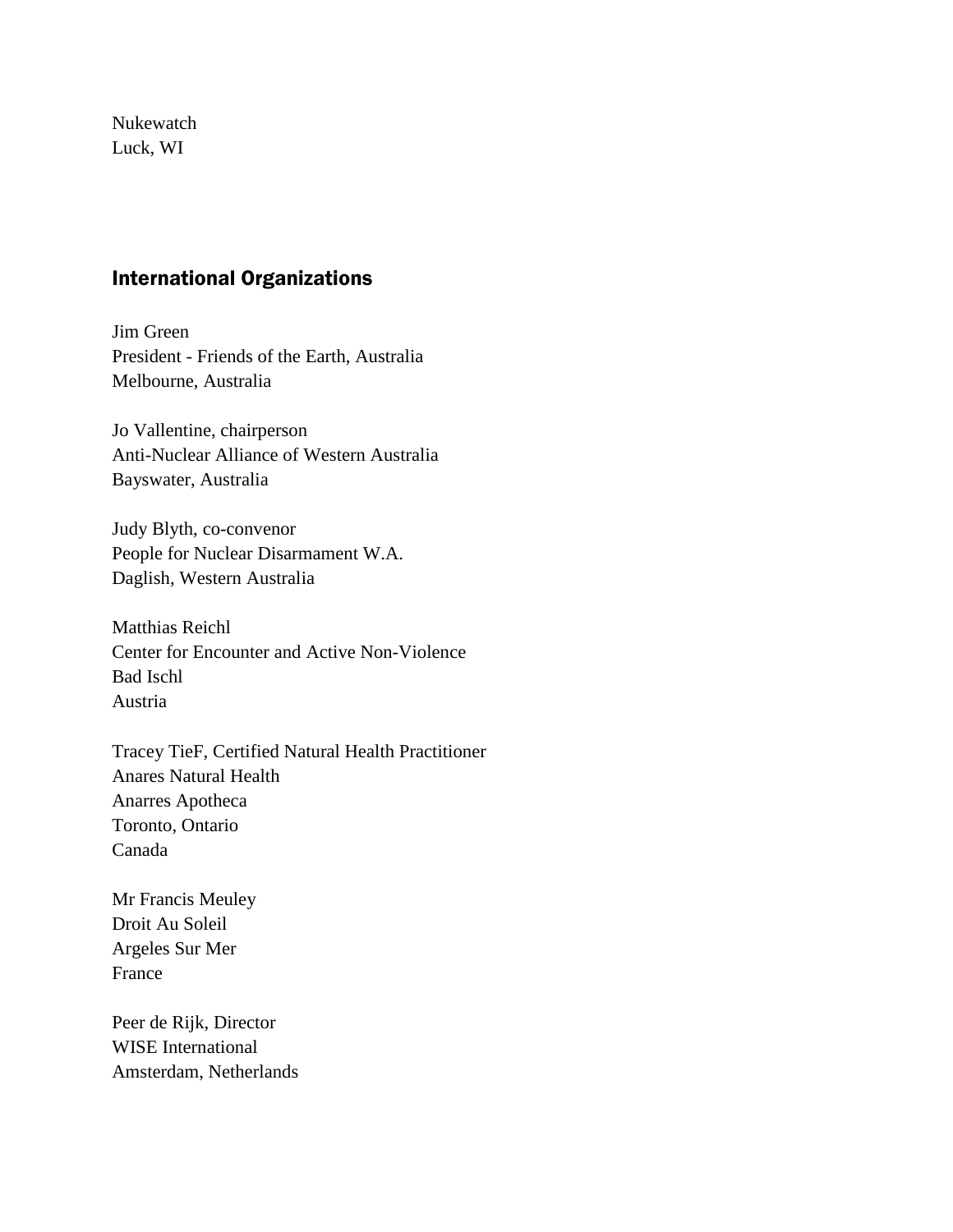Nukewatch
Luck, WI

## International Organizations

Jim Green
President - Friends of the Earth, Australia
Melbourne, Australia

Jo Vallentine, chairperson
Anti-Nuclear Alliance of Western Australia
Bayswater, Australia

Judy Blyth, co-convenor
People for Nuclear Disarmament W.A.
Daglish, Western Australia

Matthias Reichl
Center for Encounter and Active Non-Violence
Bad Ischl
Austria

Tracey TieF, Certified Natural Health Practitioner
Anares Natural Health
Anarres Apotheca
Toronto, Ontario
Canada

Mr Francis Meuley
Droit Au Soleil
Argeles Sur Mer
France

Peer de Rijk, Director
WISE International
Amsterdam, Netherlands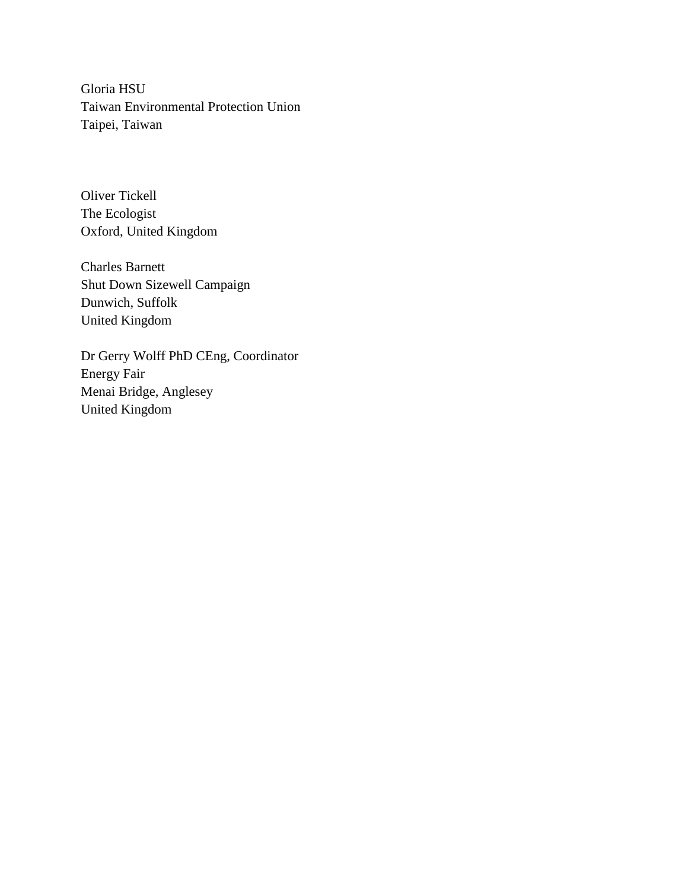Gloria HSU  
Taiwan Environmental Protection Union  
Taipei, Taiwan

Oliver Tickell  
The Ecologist  
Oxford, United Kingdom

Charles Barnett  
Shut Down Sizewell Campaign  
Dunwich, Suffolk  
United Kingdom

Dr Gerry Wolff PhD CEng, Coordinator  
Energy Fair  
Menai Bridge, Anglesey  
United Kingdom